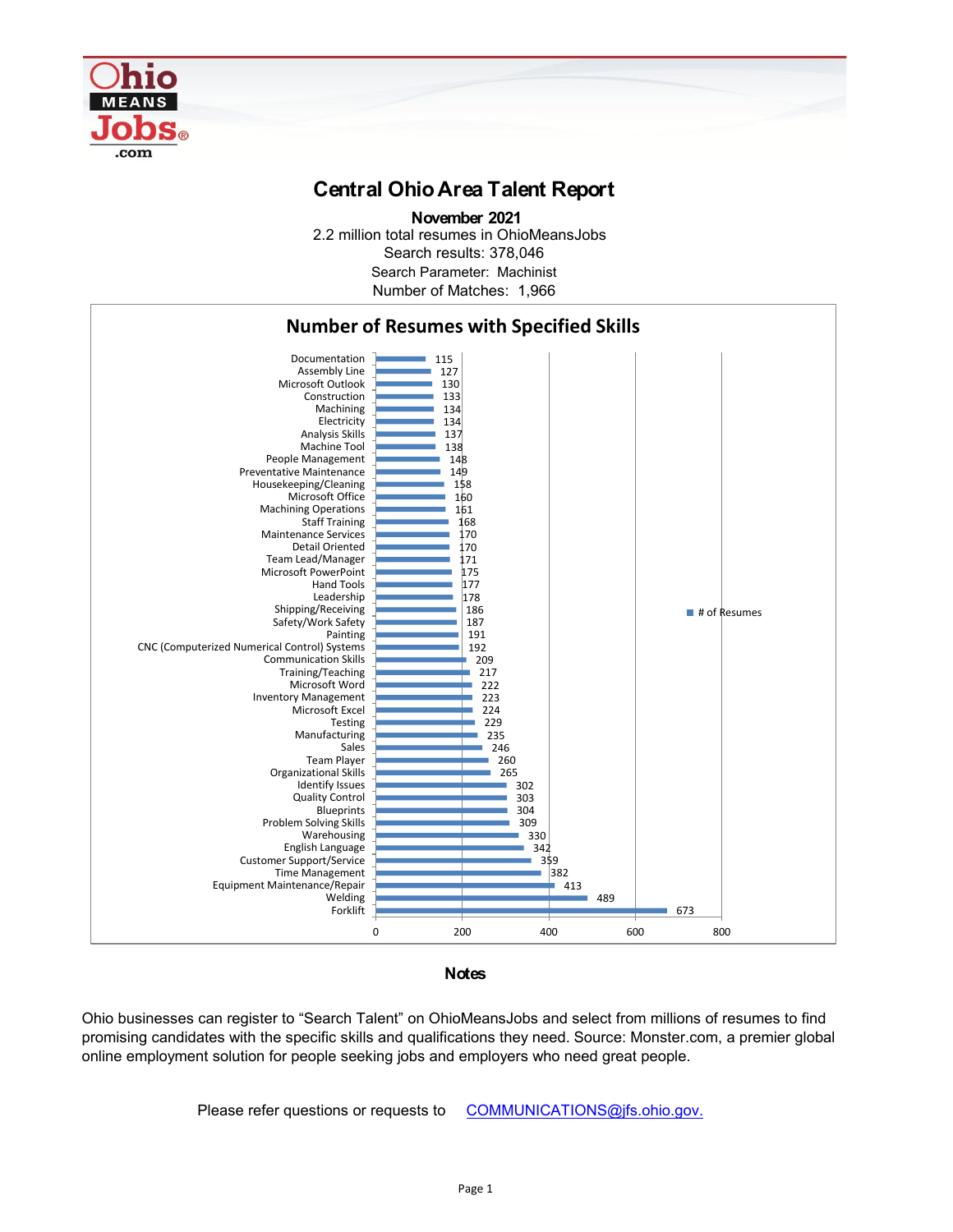# Central Ohio Area Talent Report

**November 2021**

2.2 million total resumes in OhioMeansJobs

Search results: 378,046

Search Parameter: Machinist

Number of Matches: 1,966

## Number of Resumes with Specified Skills

| Skill | # of Resumes |
|---|---|
| Documentation | 115 |
| Assembly Line | 127 |
| Microsoft Outlook | 130 |
| Construction | 133 |
| Machining | 134 |
| Electricity | 134 |
| Analysis Skills | 137 |
| Machine Tool | 138 |
| People Management | 148 |
| Preventative Maintenance | 149 |
| Housekeeping/Cleaning | 158 |
| Microsoft Office | 160 |
| Machining Operations | 161 |
| Staff Training | 168 |
| Maintenance Services | 170 |
| Detail Oriented | 170 |
| Team Lead/Manager | 171 |
| Microsoft PowerPoint | 175 |
| Hand Tools | 177 |
| Leadership | 178 |
| Shipping/Receiving | 186 |
| Safety/Work Safety | 187 |
| Painting | 191 |
| CNC (Computerized Numerical Control) Systems | 192 |
| Communication Skills | 209 |
| Training/Teaching | 217 |
| Microsoft Word | 222 |
| Inventory Management | 223 |
| Microsoft Excel | 224 |
| Testing | 229 |
| Manufacturing | 235 |
| Sales | 246 |
| Team Player | 260 |
| Organizational Skills | 265 |
| Identify Issues | 302 |
| Quality Control | 303 |
| Blueprints | 304 |
| Problem Solving Skills | 309 |
| Warehousing | 330 |
| English Language | 342 |
| Customer Support/Service | 359 |
| Time Management | 382 |
| Equipment Maintenance/Repair | 413 |
| Welding | 489 |
| Forklift | 673 |

## Notes

Ohio businesses can register to “Search Talent” on OhioMeansJobs and select from millions of resumes to find promising candidates with the specific skills and qualifications they need. Source: Monster.com, a premier global online employment solution for people seeking jobs and employers who need great people.

Please refer questions or requests to COMMUNICATIONS@jfs.ohio.gov.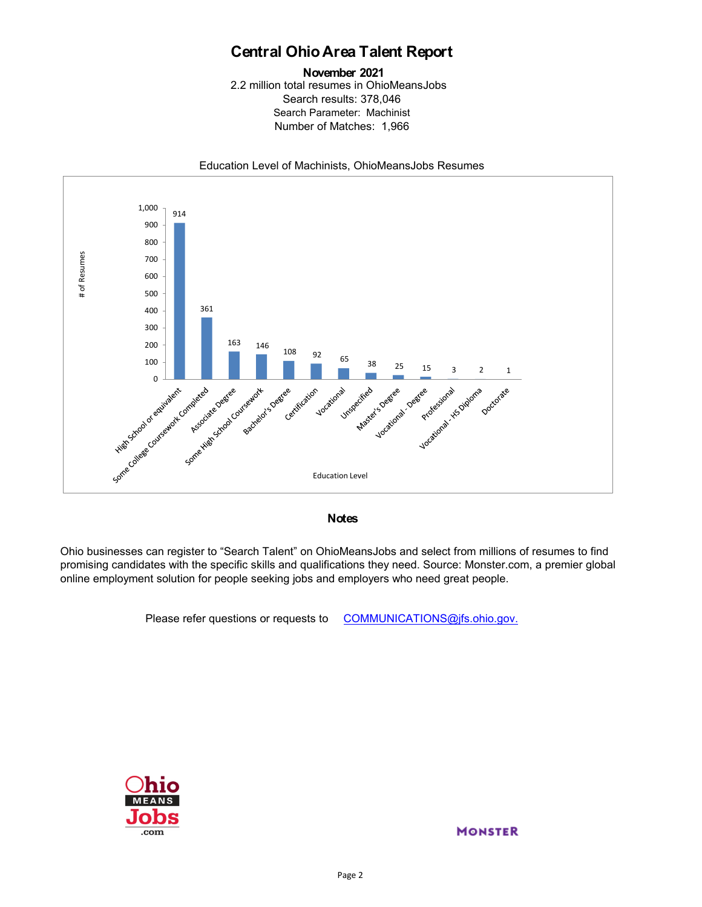# Central Ohio Area Talent Report

**November 2021**

2.2 million total resumes in OhioMeansJobs

Search results: 378,046

Search Parameter: Machinist

Number of Matches: 1,966

Education Level of Machinists, OhioMeansJobs Resumes

# of Resumes

1,000
900
800
700
600
500
400
300
200
100
0

914
361
163
146
108
92
65
38
25
15
3
2
1

High School or equivalent
Some College Coursework Completed
Associate Degree
Some High School Coursework
Bachelor's Degree
Certification
Vocational
Unspecified
Master's Degree
Vocational - Degree
Professional
Vocational - HS Diploma
Doctorate

Education Level

## Notes

Ohio businesses can register to “Search Talent” on OhioMeansJobs and select from millions of resumes to find promising candidates with the specific skills and qualifications they need. Source: Monster.com, a premier global online employment solution for people seeking jobs and employers who need great people.

Please refer questions or requests to COMMUNICATIONS@jfs.ohio.gov.

Ohio MEANS Jobs .com

MONSTER